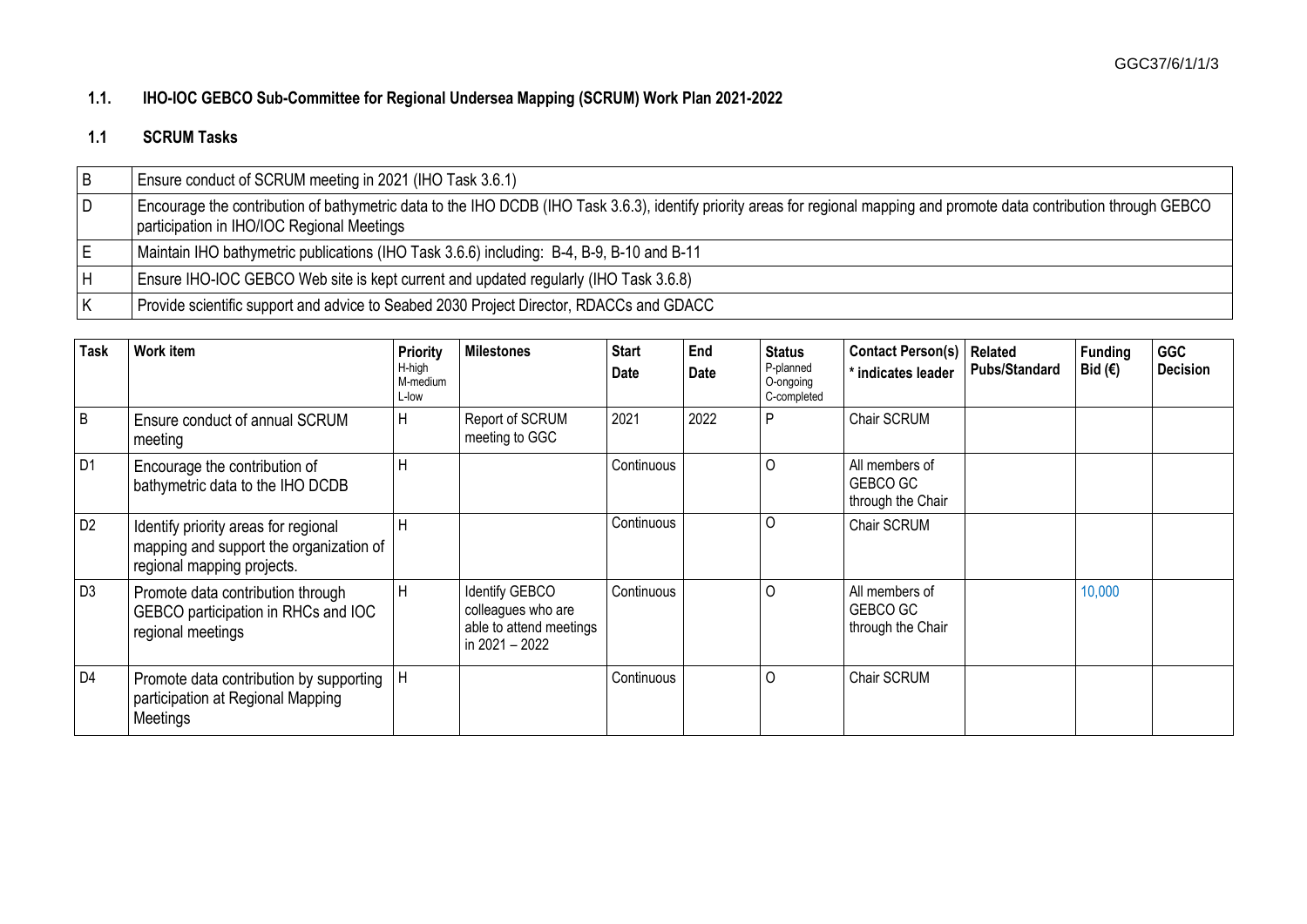## 1.1. IHO-IOC GEBCO Sub-Committee for Regional Undersea Mapping (SCRUM) Work Plan 2021-2022

### 1.1 SCRUM Tasks

| | |
|---|---|
| B | Ensure conduct of SCRUM meeting in 2021 (IHO Task 3.6.1) |
| D | Encourage the contribution of bathymetric data to the IHO DCDB (IHO Task 3.6.3), identify priority areas for regional mapping and promote data contribution through GEBCO participation in IHO/IOC Regional Meetings |
| E | Maintain IHO bathymetric publications (IHO Task 3.6.6) including: B-4, B-9, B-10 and B-11 |
| H | Ensure IHO-IOC GEBCO Web site is kept current and updated regularly (IHO Task 3.6.8) |
| K | Provide scientific support and advice to Seabed 2030 Project Director, RDACCs and GDACC |

| Task | Work item | Priority H-high M-medium L-low | Milestones | Start Date | End Date | Status P-planned O-ongoing C-completed | Contact Person(s) * indicates leader | Related Pubs/Standard | Funding Bid (€) | GGC Decision |
|---|---|---|---|---|---|---|---|---|---|---|
| B | Ensure conduct of annual SCRUM meeting | H | Report of SCRUM meeting to GGC | 2021 | 2022 | P | Chair SCRUM | | | |
| D1 | Encourage the contribution of bathymetric data to the IHO DCDB | H | | Continuous | | O | All members of GEBCO GC through the Chair | | | |
| D2 | Identify priority areas for regional mapping and support the organization of regional mapping projects. | H | | Continuous | | O | Chair SCRUM | | | |
| D3 | Promote data contribution through GEBCO participation in RHCs and IOC regional meetings | H | Identify GEBCO colleagues who are able to attend meetings in 2021 – 2022 | Continuous | | O | All members of GEBCO GC through the Chair | | 10,000 | |
| D4 | Promote data contribution by supporting participation at Regional Mapping Meetings | H | | Continuous | | O | Chair SCRUM | | | |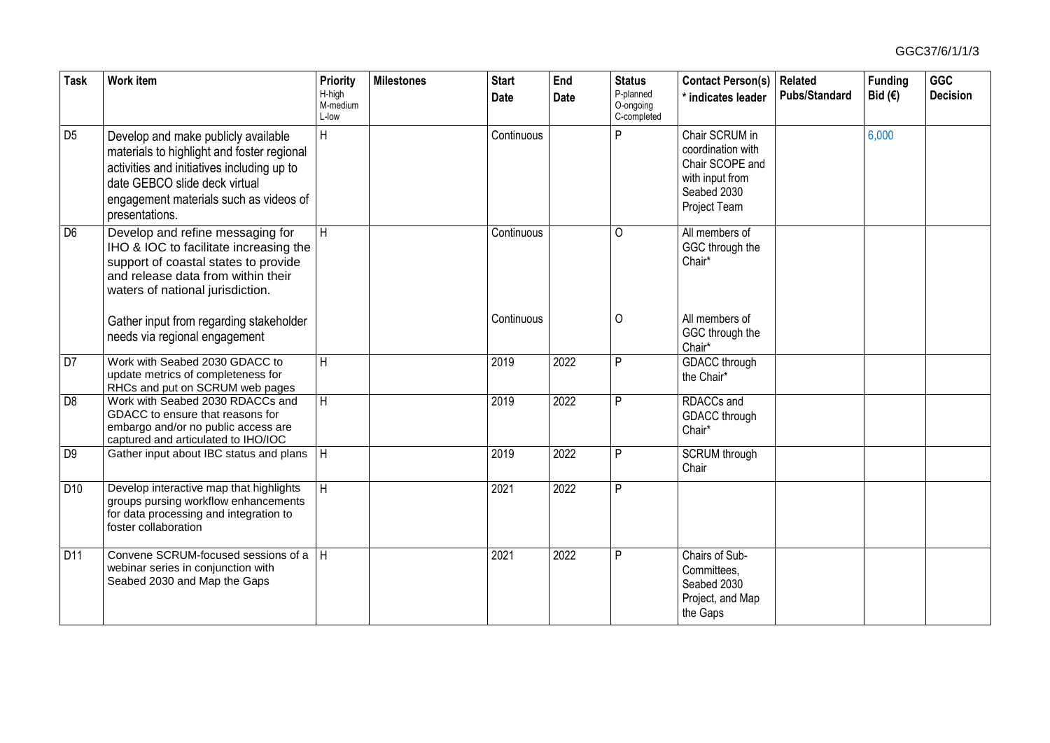| Task | Work item | Priority H-high M-medium L-low | Milestones | Start Date | End Date | Status P-planned O-ongoing C-completed | Contact Person(s) * indicates leader | Related Pubs/Standard | Funding Bid (€) | GGC Decision |
|---|---|---|---|---|---|---|---|---|---|---|
| D5 | Develop and make publicly available materials to highlight and foster regional activities and initiatives including up to date GEBCO slide deck virtual engagement materials such as videos of presentations. | H | | Continuous | | P | Chair SCRUM in coordination with Chair SCOPE and with input from Seabed 2030 Project Team | | 6,000 | |
| D6 | Develop and refine messaging for IHO & IOC to facilitate increasing the support of coastal states to provide and release data from within their waters of national jurisdiction. | H | | Continuous | | O | All members of GGC through the Chair* | | | |
| | Gather input from regarding stakeholder needs via regional engagement | | | Continuous | | O | All members of GGC through the Chair* | | | |
| D7 | Work with Seabed 2030 GDACC to update metrics of completeness for RHCs and put on SCRUM web pages | H | | 2019 | 2022 | P | GDACC through the Chair* | | | |
| D8 | Work with Seabed 2030 RDACCs and GDACC to ensure that reasons for embargo and/or no public access are captured and articulated to IHO/IOC | H | | 2019 | 2022 | P | RDACCs and GDACC through Chair* | | | |
| D9 | Gather input about IBC status and plans | H | | 2019 | 2022 | P | SCRUM through Chair | | | |
| D10 | Develop interactive map that highlights groups pursing workflow enhancements for data processing and integration to foster collaboration | H | | 2021 | 2022 | P | | | | |
| D11 | Convene SCRUM-focused sessions of a webinar series in conjunction with Seabed 2030 and Map the Gaps | H | | 2021 | 2022 | P | Chairs of Sub-Committees, Seabed 2030 Project, and Map the Gaps | | | |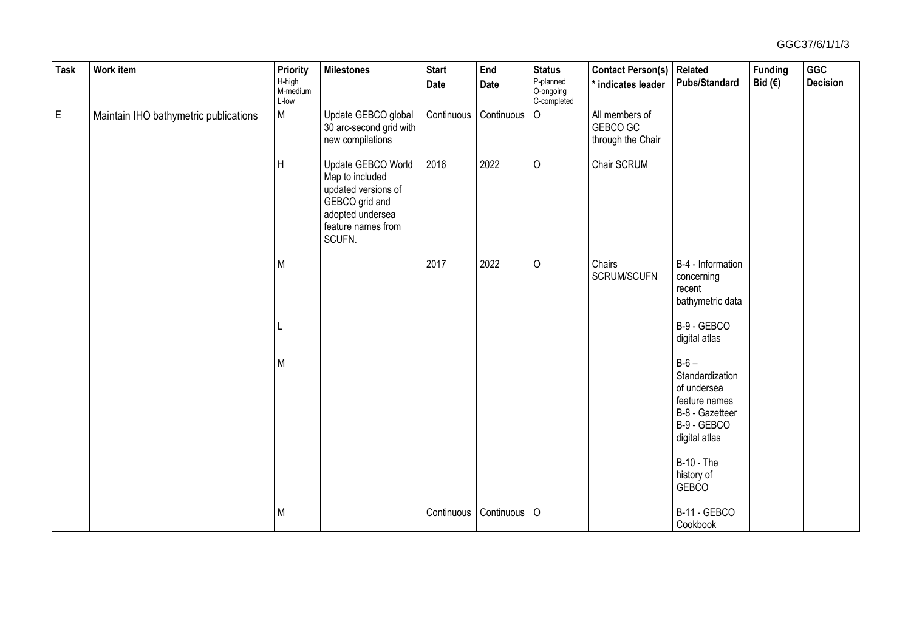| Task | Work item | Priority<br>H-high<br>M-medium<br>L-low | Milestones | Start Date | End Date | Status<br>P-planned<br>O-ongoing<br>C-completed | Contact Person(s)<br>* indicates leader | Related Pubs/Standard | Funding Bid (€) | GGC Decision |
|---|---|---|---|---|---|---|---|---|---|---|
| E | Maintain IHO bathymetric publications | M | Update GEBCO global 30 arc-second grid with new compilations | Continuous | Continuous | O | All members of GEBCO GC through the Chair | | | |
| | | H | Update GEBCO World Map to included updated versions of GEBCO grid and adopted undersea feature names from SCUFN. | 2016 | 2022 | O | Chair SCRUM | | | |
| | | M | | 2017 | 2022 | O | Chairs SCRUM/SCUFN | B-4 - Information concerning recent bathymetric data | | |
| | | L | | | | | | B-9 - GEBCO digital atlas | | |
| | | M | | | | | | B-6 – Standardization of undersea feature names<br>B-8 - Gazetteer<br>B-9 - GEBCO digital atlas<br><br>B-10 - The history of GEBCO | | |
| | | M | | Continuous | Continuous | O | | B-11 - GEBCO Cookbook | | |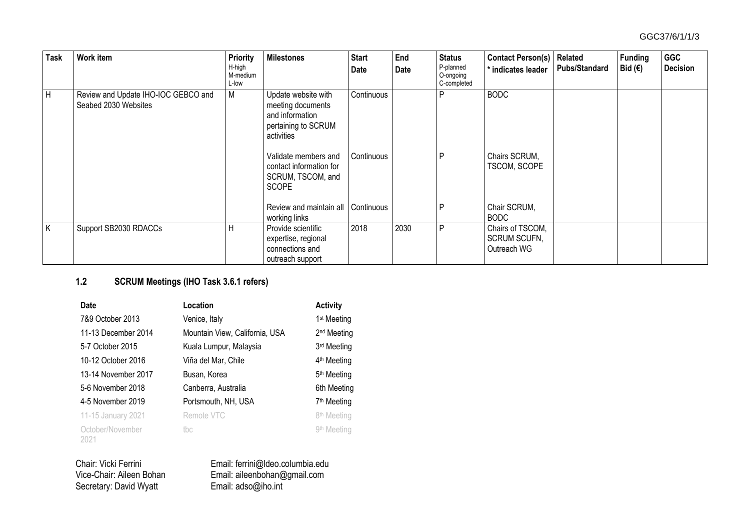| Task | Work item | Priority H-high M-medium L-low | Milestones | Start Date | End Date | Status P-planned O-ongoing C-completed | Contact Person(s) * indicates leader | Related Pubs/Standard | Funding Bid (€) | GGC Decision |
|---|---|---|---|---|---|---|---|---|---|---|
| H | Review and Update IHO-IOC GEBCO and Seabed 2030 Websites | M | Update website with meeting documents and information pertaining to SCRUM activities | Continuous | | P | BODC | | | |
| | | | Validate members and contact information for SCRUM, TSCOM, and SCOPE | Continuous | | P | Chairs SCRUM, TSCOM, SCOPE | | | |
| | | | Review and maintain all working links | Continuous | | P | Chair SCRUM, BODC | | | |
| K | Support SB2030 RDACCs | H | Provide scientific expertise, regional connections and outreach support | 2018 | 2030 | P | Chairs of TSCOM, SCRUM SCUFN, Outreach WG | | | |

### 1.2 SCRUM Meetings (IHO Task 3.6.1 refers)

| Date | Location | Activity |
|---|---|---|
| 7&9 October 2013 | Venice, Italy | 1st Meeting |
| 11-13 December 2014 | Mountain View, California, USA | 2nd Meeting |
| 5-7 October 2015 | Kuala Lumpur, Malaysia | 3rd Meeting |
| 10-12 October 2016 | Viña del Mar, Chile | 4th Meeting |
| 13-14 November 2017 | Busan, Korea | 5th Meeting |
| 5-6 November 2018 | Canberra, Australia | 6th Meeting |
| 4-5 November 2019 | Portsmouth, NH, USA | 7th Meeting |
| 11-15 January 2021 | Remote VTC | 8th Meeting |
| October/November 2021 | tbc | 9th Meeting |

Chair: Vicki Ferrini — Email: ferrini@ldeo.columbia.edu
Vice-Chair: Aileen Bohan — Email: aileenbohan@gmail.com
Secretary: David Wyatt — Email: adso@iho.int